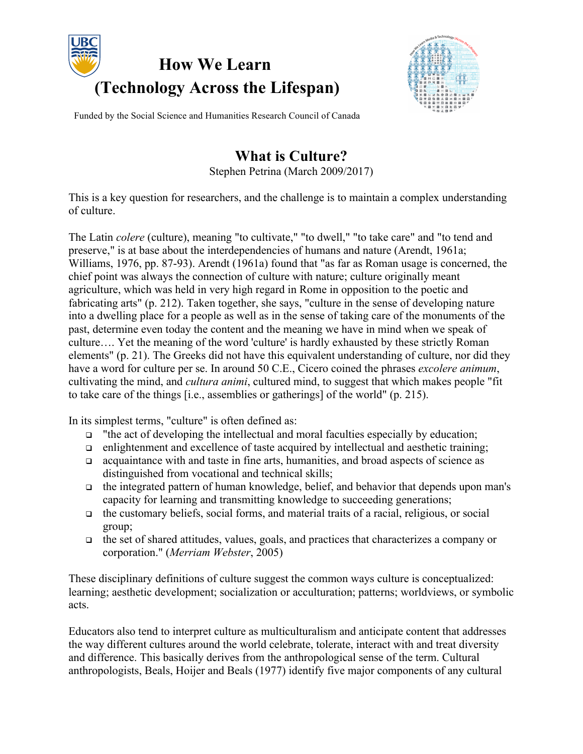# How We Learn (Technology Across the Lifespan)

Funded by the Social Science and Humanities Research Council of Canada

## What is Culture?

Stephen Petrina (March 2009/2017)

This is a key question for researchers, and the challenge is to maintain a complex understanding of culture.

The Latin *colere* (culture), meaning "to cultivate," "to dwell," "to take care" and "to tend and preserve," is at base about the interdependencies of humans and nature (Arendt, 1961a; Williams, 1976, pp. 87-93). Arendt (1961a) found that "as far as Roman usage is concerned, the chief point was always the connection of culture with nature; culture originally meant agriculture, which was held in very high regard in Rome in opposition to the poetic and fabricating arts" (p. 212). Taken together, she says, "culture in the sense of developing nature into a dwelling place for a people as well as in the sense of taking care of the monuments of the past, determine even today the content and the meaning we have in mind when we speak of culture…. Yet the meaning of the word 'culture' is hardly exhausted by these strictly Roman elements" (p. 21). The Greeks did not have this equivalent understanding of culture, nor did they have a word for culture per se. In around 50 C.E., Cicero coined the phrases *excolere animum*, cultivating the mind, and *cultura animi*, cultured mind, to suggest that which makes people "fit to take care of the things [i.e., assemblies or gatherings] of the world" (p. 215).

In its simplest terms, "culture" is often defined as:

- "the act of developing the intellectual and moral faculties especially by education;
- enlightenment and excellence of taste acquired by intellectual and aesthetic training;
- acquaintance with and taste in fine arts, humanities, and broad aspects of science as distinguished from vocational and technical skills;
- the integrated pattern of human knowledge, belief, and behavior that depends upon man's capacity for learning and transmitting knowledge to succeeding generations;
- the customary beliefs, social forms, and material traits of a racial, religious, or social group;
- the set of shared attitudes, values, goals, and practices that characterizes a company or corporation." (*Merriam Webster*, 2005)

These disciplinary definitions of culture suggest the common ways culture is conceptualized: learning; aesthetic development; socialization or acculturation; patterns; worldviews, or symbolic acts.

Educators also tend to interpret culture as multiculturalism and anticipate content that addresses the way different cultures around the world celebrate, tolerate, interact with and treat diversity and difference. This basically derives from the anthropological sense of the term. Cultural anthropologists, Beals, Hoijer and Beals (1977) identify five major components of any cultural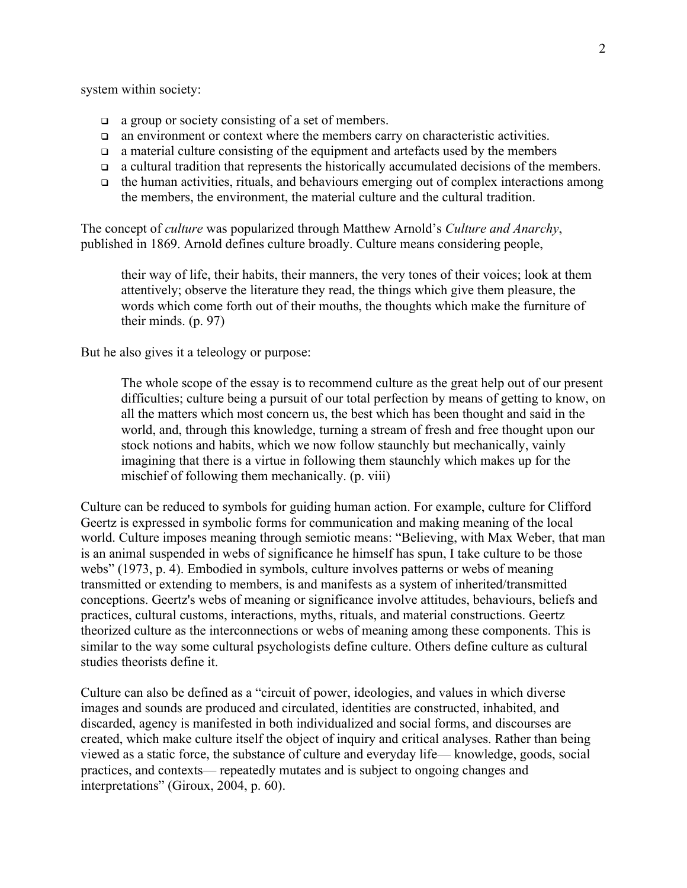system within society:

- a group or society consisting of a set of members.
- an environment or context where the members carry on characteristic activities.
- a material culture consisting of the equipment and artefacts used by the members
- a cultural tradition that represents the historically accumulated decisions of the members.
- the human activities, rituals, and behaviours emerging out of complex interactions among the members, the environment, the material culture and the cultural tradition.

The concept of *culture* was popularized through Matthew Arnold's *Culture and Anarchy*, published in 1869. Arnold defines culture broadly. Culture means considering people,

> their way of life, their habits, their manners, the very tones of their voices; look at them attentively; observe the literature they read, the things which give them pleasure, the words which come forth out of their mouths, the thoughts which make the furniture of their minds. (p. 97)

But he also gives it a teleology or purpose:

> The whole scope of the essay is to recommend culture as the great help out of our present difficulties; culture being a pursuit of our total perfection by means of getting to know, on all the matters which most concern us, the best which has been thought and said in the world, and, through this knowledge, turning a stream of fresh and free thought upon our stock notions and habits, which we now follow staunchly but mechanically, vainly imagining that there is a virtue in following them staunchly which makes up for the mischief of following them mechanically. (p. viii)

Culture can be reduced to symbols for guiding human action. For example, culture for Clifford Geertz is expressed in symbolic forms for communication and making meaning of the local world. Culture imposes meaning through semiotic means: "Believing, with Max Weber, that man is an animal suspended in webs of significance he himself has spun, I take culture to be those webs" (1973, p. 4). Embodied in symbols, culture involves patterns or webs of meaning transmitted or extending to members, is and manifests as a system of inherited/transmitted conceptions. Geertz's webs of meaning or significance involve attitudes, behaviours, beliefs and practices, cultural customs, interactions, myths, rituals, and material constructions. Geertz theorized culture as the interconnections or webs of meaning among these components. This is similar to the way some cultural psychologists define culture. Others define culture as cultural studies theorists define it.

Culture can also be defined as a "circuit of power, ideologies, and values in which diverse images and sounds are produced and circulated, identities are constructed, inhabited, and discarded, agency is manifested in both individualized and social forms, and discourses are created, which make culture itself the object of inquiry and critical analyses. Rather than being viewed as a static force, the substance of culture and everyday life— knowledge, goods, social practices, and contexts— repeatedly mutates and is subject to ongoing changes and interpretations" (Giroux, 2004, p. 60).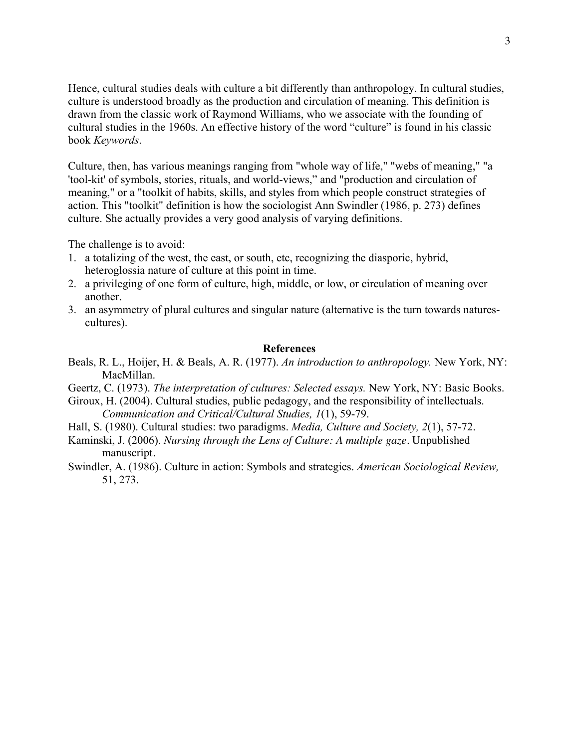Hence, cultural studies deals with culture a bit differently than anthropology. In cultural studies, culture is understood broadly as the production and circulation of meaning. This definition is drawn from the classic work of Raymond Williams, who we associate with the founding of cultural studies in the 1960s. An effective history of the word "culture" is found in his classic book *Keywords*.

Culture, then, has various meanings ranging from "whole way of life," "webs of meaning," "a 'tool-kit' of symbols, stories, rituals, and world-views," and "production and circulation of meaning," or a "toolkit of habits, skills, and styles from which people construct strategies of action. This "toolkit" definition is how the sociologist Ann Swindler (1986, p. 273) defines culture. She actually provides a very good analysis of varying definitions.

The challenge is to avoid:

1. a totalizing of the west, the east, or south, etc, recognizing the diasporic, hybrid, heteroglossia nature of culture at this point in time.
2. a privileging of one form of culture, high, middle, or low, or circulation of meaning over another.
3. an asymmetry of plural cultures and singular nature (alternative is the turn towards natures-cultures).

## References

Beals, R. L., Hoijer, H. & Beals, A. R. (1977). *An introduction to anthropology.* New York, NY: MacMillan.

Geertz, C. (1973). *The interpretation of cultures: Selected essays.* New York, NY: Basic Books.

Giroux, H. (2004). Cultural studies, public pedagogy, and the responsibility of intellectuals. *Communication and Critical/Cultural Studies, 1*(1), 59-79.

Hall, S. (1980). Cultural studies: two paradigms. *Media, Culture and Society, 2*(1), 57-72.

Kaminski, J. (2006). *Nursing through the Lens of Culture: A multiple gaze*. Unpublished manuscript.

Swindler, A. (1986). Culture in action: Symbols and strategies. *American Sociological Review,* 51, 273.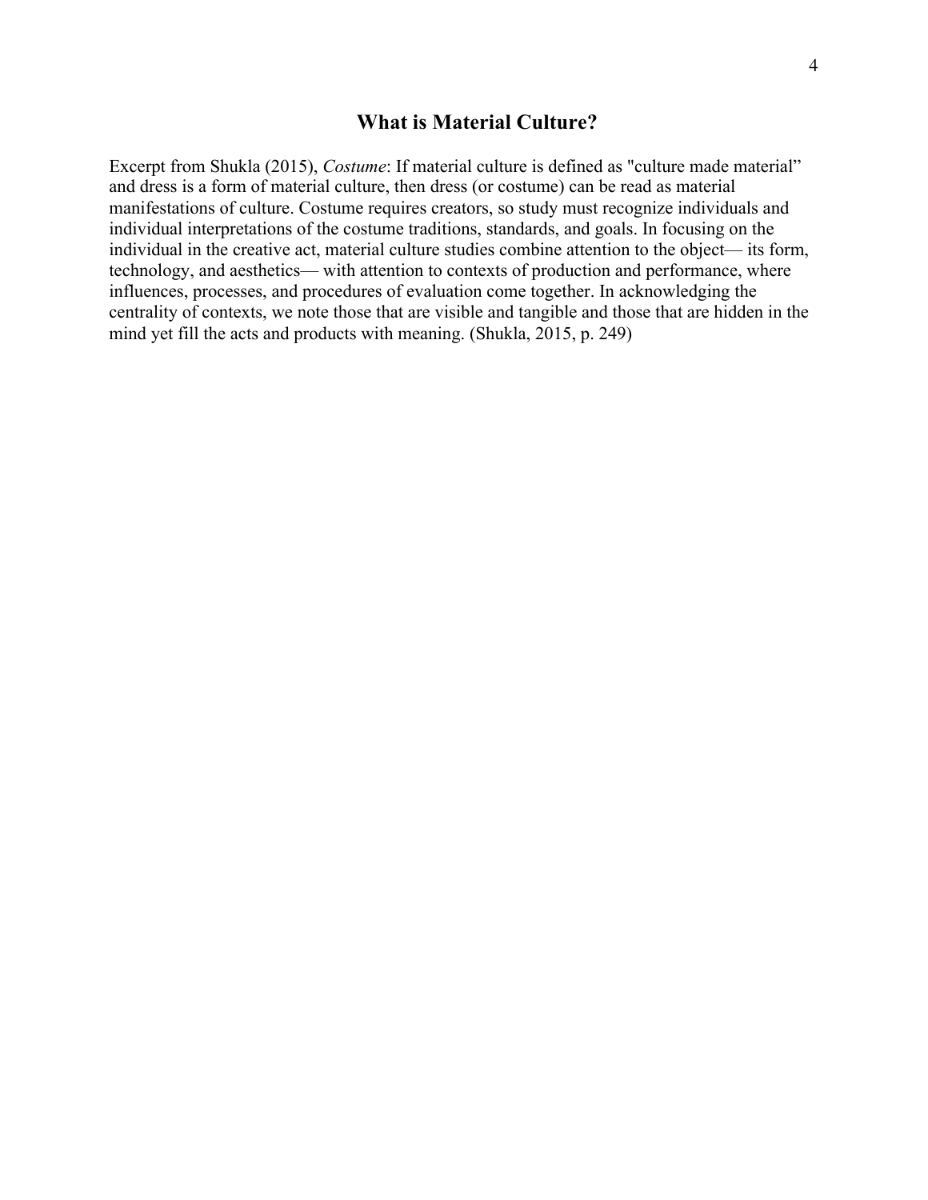## What is Material Culture?

Excerpt from Shukla (2015), *Costume*: If material culture is defined as "culture made material" and dress is a form of material culture, then dress (or costume) can be read as material manifestations of culture. Costume requires creators, so study must recognize individuals and individual interpretations of the costume traditions, standards, and goals. In focusing on the individual in the creative act, material culture studies combine attention to the object— its form, technology, and aesthetics— with attention to contexts of production and performance, where influences, processes, and procedures of evaluation come together. In acknowledging the centrality of contexts, we note those that are visible and tangible and those that are hidden in the mind yet fill the acts and products with meaning. (Shukla, 2015, p. 249)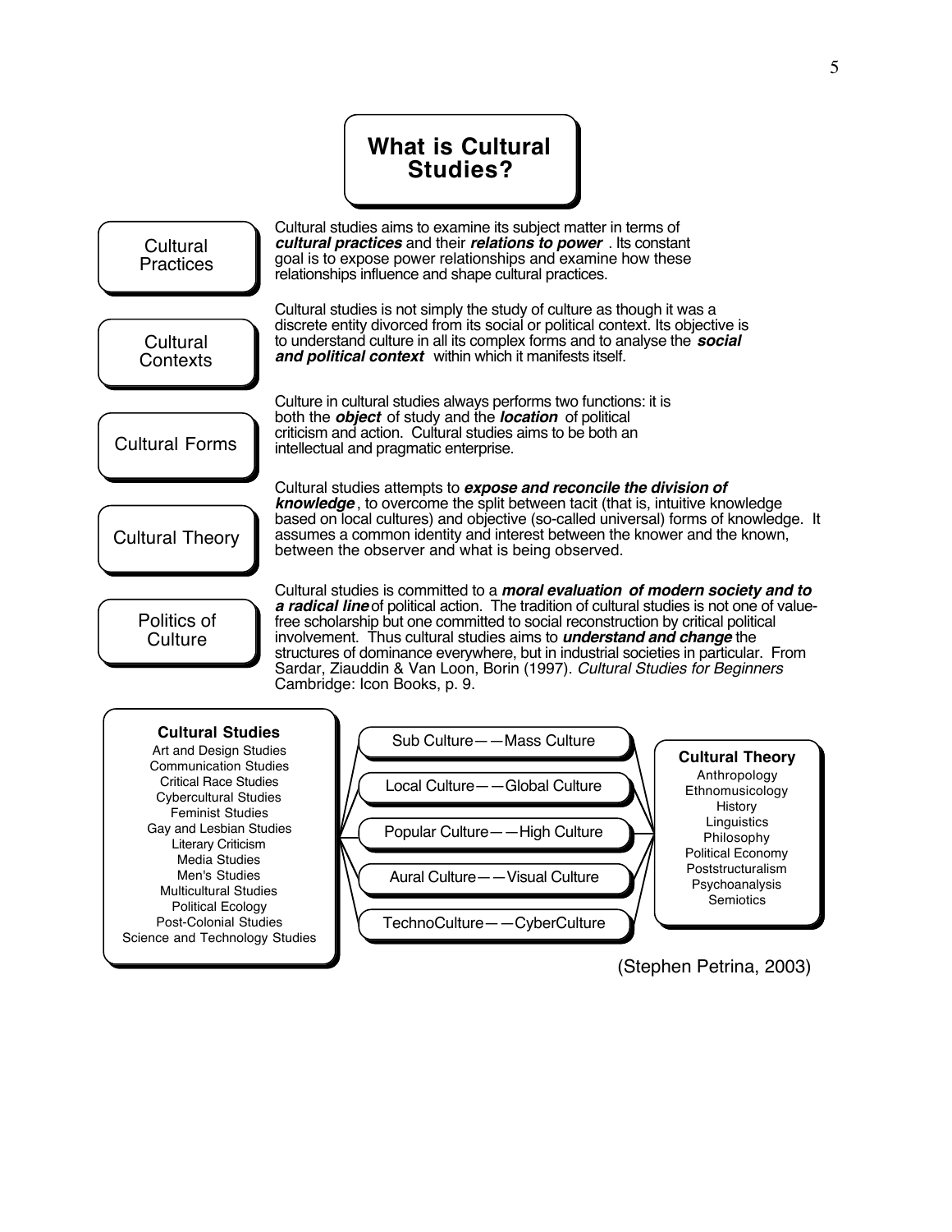# What is Cultural Studies?

**Cultural Practices**

Cultural studies aims to examine its subject matter in terms of ***cultural practices*** and their ***relations to power*** . Its constant goal is to expose power relationships and examine how these relationships influence and shape cultural practices.

**Cultural Contexts**

Cultural studies is not simply the study of culture as though it was a discrete entity divorced from its social or political context. Its objective is to understand culture in all its complex forms and to analyse the ***social and political context*** within which it manifests itself.

**Cultural Forms**

Culture in cultural studies always performs two functions: it is both the ***object*** of study and the ***location*** of political criticism and action. Cultural studies aims to be both an intellectual and pragmatic enterprise.

**Cultural Theory**

Cultural studies attempts to ***expose and reconcile the division of knowledge***, to overcome the split between tacit (that is, intuitive knowledge based on local cultures) and objective (so-called universal) forms of knowledge. It assumes a common identity and interest between the knower and the known, between the observer and what is being observed.

**Politics of Culture**

Cultural studies is committed to a ***moral evaluation of modern society and to a radical line*** of political action. The tradition of cultural studies is not one of value-free scholarship but one committed to social reconstruction by critical political involvement. Thus cultural studies aims to ***understand and change*** the structures of dominance everywhere, but in industrial societies in particular. From Sardar, Ziauddin & Van Loon, Borin (1997). *Cultural Studies for Beginners* Cambridge: Icon Books, p. 9.

**Cultural Studies**

Art and Design Studies
Communication Studies
Critical Race Studies
Cybercultural Studies
Feminist Studies
Gay and Lesbian Studies
Literary Criticism
Media Studies
Men's Studies
Multicultural Studies
Political Ecology
Post-Colonial Studies
Science and Technology Studies

Sub Culture——Mass Culture
Local Culture——Global Culture
Popular Culture——High Culture
Aural Culture——Visual Culture
TechnoCulture——CyberCulture

**Cultural Theory**

Anthropology
Ethnomusicology
History
Linguistics
Philosophy
Political Economy
Poststructuralism
Psychoanalysis
Semiotics

(Stephen Petrina, 2003)